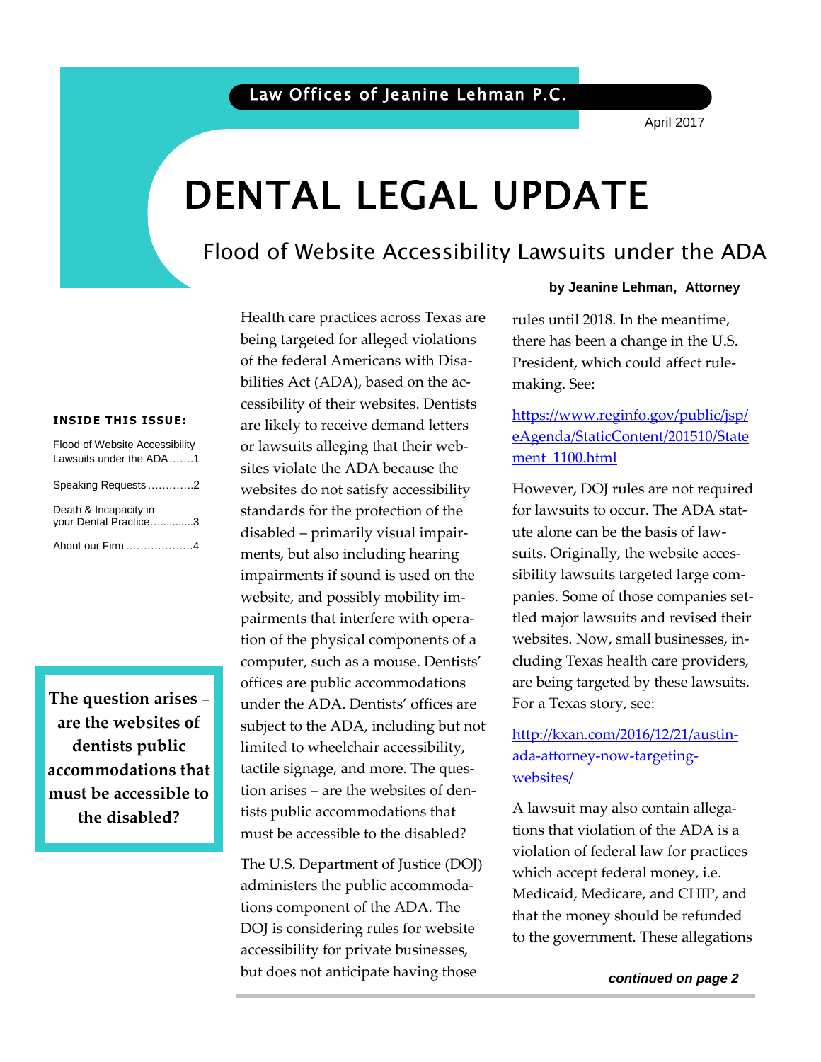Law Offices of Jeanine Lehman P.C.

April 2017

# DENTAL LEGAL UPDATE

## Flood of Website Accessibility Lawsuits under the ADA

**by Jeanine Lehman, Attorney**

**INSIDE THIS ISSUE:**

- Flood of Website Accessibility Lawsuits under the ADA .......1
- Speaking Requests .............2
- Death & Incapacity in your Dental Practice..............3
- About our Firm ...................4

**The question arises – are the websites of dentists public accommodations that must be accessible to the disabled?**

Health care practices across Texas are being targeted for alleged violations of the federal Americans with Disabilities Act (ADA), based on the accessibility of their websites. Dentists are likely to receive demand letters or lawsuits alleging that their websites violate the ADA because the websites do not satisfy accessibility standards for the protection of the disabled – primarily visual impairments, but also including hearing impairments if sound is used on the website, and possibly mobility impairments that interfere with operation of the physical components of a computer, such as a mouse. Dentists' offices are public accommodations under the ADA. Dentists' offices are subject to the ADA, including but not limited to wheelchair accessibility, tactile signage, and more. The question arises – are the websites of dentists public accommodations that must be accessible to the disabled?

The U.S. Department of Justice (DOJ) administers the public accommodations component of the ADA. The DOJ is considering rules for website accessibility for private businesses, but does not anticipate having those rules until 2018. In the meantime, there has been a change in the U.S. President, which could affect rulemaking. See:

https://www.reginfo.gov/public/jsp/eAgenda/StaticContent/201510/Statement_1100.html

However, DOJ rules are not required for lawsuits to occur. The ADA statute alone can be the basis of lawsuits. Originally, the website accessibility lawsuits targeted large companies. Some of those companies settled major lawsuits and revised their websites. Now, small businesses, including Texas health care providers, are being targeted by these lawsuits. For a Texas story, see:

http://kxan.com/2016/12/21/austin-ada-attorney-now-targeting-websites/

A lawsuit may also contain allegations that violation of the ADA is a violation of federal law for practices which accept federal money, i.e. Medicaid, Medicare, and CHIP, and that the money should be refunded to the government. These allegations

***continued on page 2***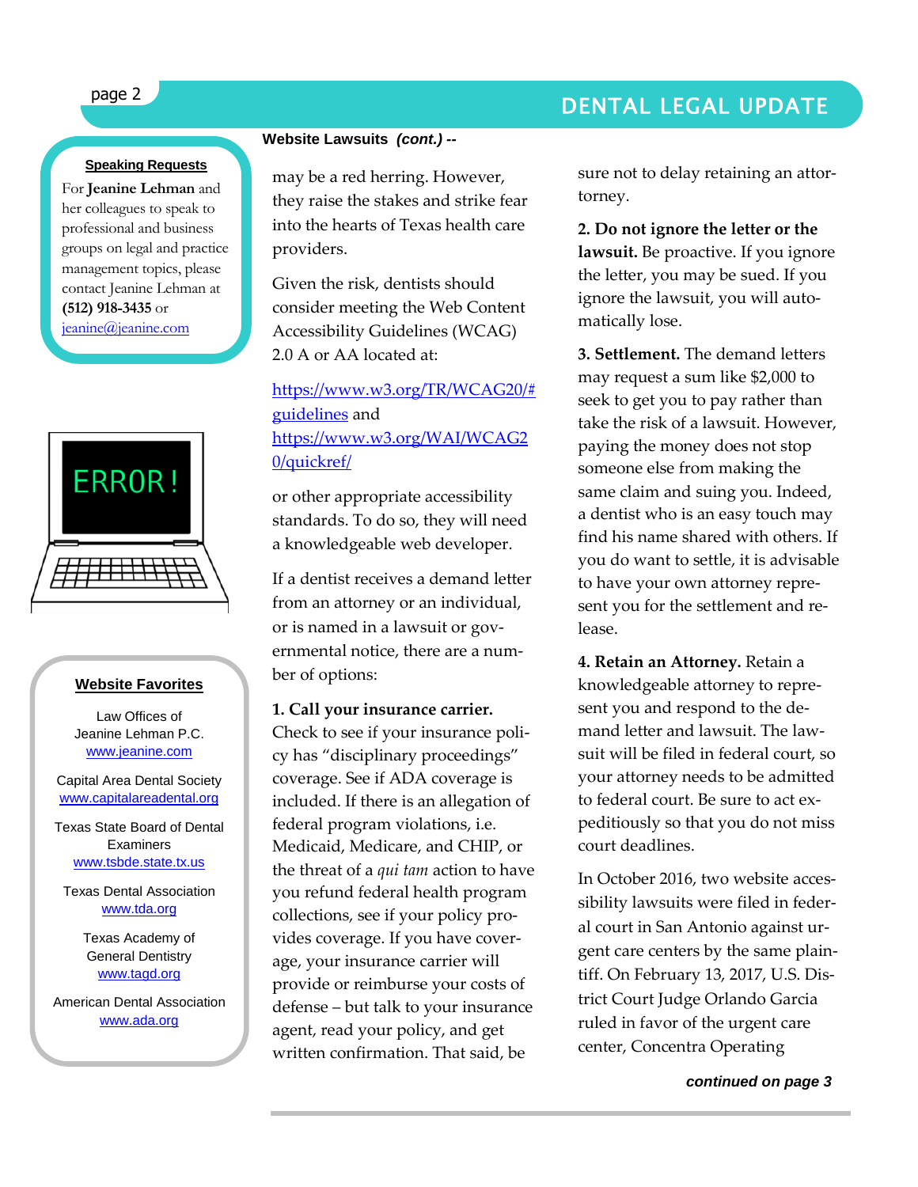### Speaking Requests

For **Jeanine Lehman** and her colleagues to speak to professional and business groups on legal and practice management topics, please contact Jeanine Lehman at **(512) 918-3435** or jeanine@jeanine.com

### Website Favorites

Law Offices of Jeanine Lehman P.C.
www.jeanine.com

Capital Area Dental Society
www.capitalareadental.org

Texas State Board of Dental Examiners
www.tsbde.state.tx.us

Texas Dental Association
www.tda.org

Texas Academy of General Dentistry
www.tagd.org

American Dental Association
www.ada.org

## Website Lawsuits *(cont.)* --

may be a red herring. However, they raise the stakes and strike fear into the hearts of Texas health care providers.

Given the risk, dentists should consider meeting the Web Content Accessibility Guidelines (WCAG) 2.0 A or AA located at:

https://www.w3.org/TR/WCAG20/#guidelines and https://www.w3.org/WAI/WCAG20/quickref/

or other appropriate accessibility standards. To do so, they will need a knowledgeable web developer.

If a dentist receives a demand letter from an attorney or an individual, or is named in a lawsuit or governmental notice, there are a number of options:

**1. Call your insurance carrier.** Check to see if your insurance policy has "disciplinary proceedings" coverage. See if ADA coverage is included. If there is an allegation of federal program violations, i.e. Medicaid, Medicare, and CHIP, or the threat of a *qui tam* action to have you refund federal health program collections, see if your policy provides coverage. If you have coverage, your insurance carrier will provide or reimburse your costs of defense – but talk to your insurance agent, read your policy, and get written confirmation. That said, be sure not to delay retaining an attorney.

**2. Do not ignore the letter or the lawsuit.** Be proactive. If you ignore the letter, you may be sued. If you ignore the lawsuit, you will automatically lose.

**3. Settlement.** The demand letters may request a sum like $2,000 to seek to get you to pay rather than take the risk of a lawsuit. However, paying the money does not stop someone else from making the same claim and suing you. Indeed, a dentist who is an easy touch may find his name shared with others. If you do want to settle, it is advisable to have your own attorney represent you for the settlement and release.

**4. Retain an Attorney.** Retain a knowledgeable attorney to represent you and respond to the demand letter and lawsuit. The lawsuit will be filed in federal court, so your attorney needs to be admitted to federal court. Be sure to act expeditiously so that you do not miss court deadlines.

In October 2016, two website accessibility lawsuits were filed in federal court in San Antonio against urgent care centers by the same plaintiff. On February 13, 2017, U.S. District Court Judge Orlando Garcia ruled in favor of the urgent care center, Concentra Operating

***continued on page 3***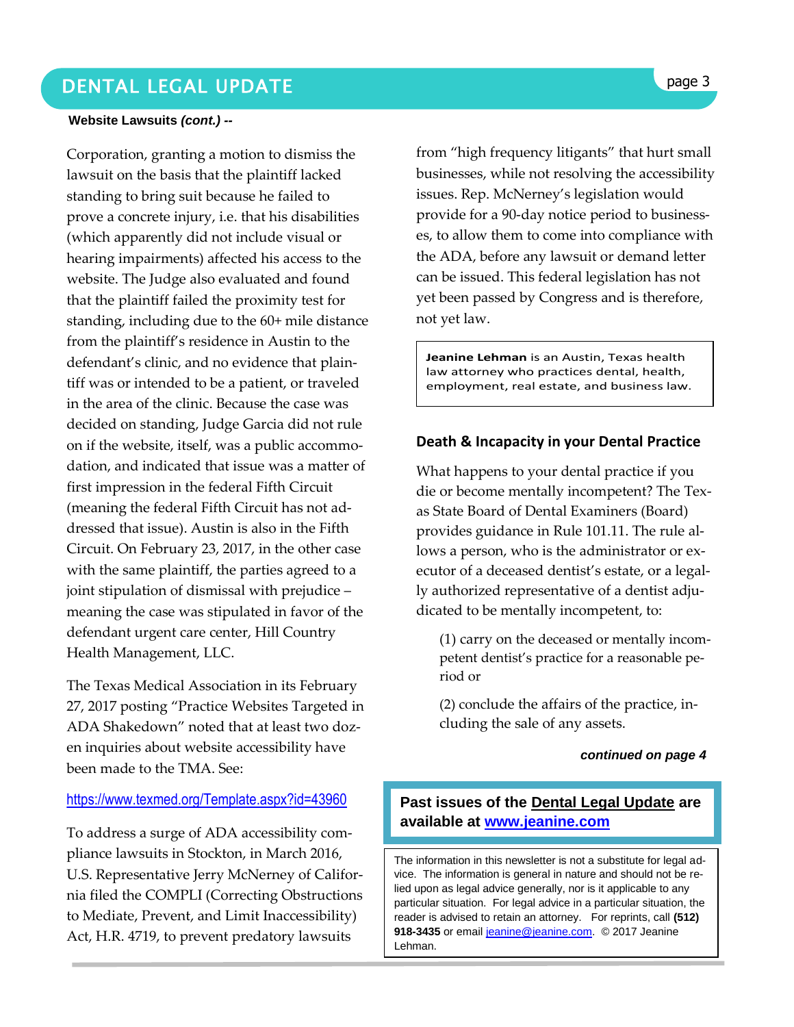**Website Lawsuits *(cont.)* --**

Corporation, granting a motion to dismiss the lawsuit on the basis that the plaintiff lacked standing to bring suit because he failed to prove a concrete injury, i.e. that his disabilities (which apparently did not include visual or hearing impairments) affected his access to the website. The Judge also evaluated and found that the plaintiff failed the proximity test for standing, including due to the 60+ mile distance from the plaintiff's residence in Austin to the defendant's clinic, and no evidence that plaintiff was or intended to be a patient, or traveled in the area of the clinic. Because the case was decided on standing, Judge Garcia did not rule on if the website, itself, was a public accommodation, and indicated that issue was a matter of first impression in the federal Fifth Circuit (meaning the federal Fifth Circuit has not addressed that issue). Austin is also in the Fifth Circuit. On February 23, 2017, in the other case with the same plaintiff, the parties agreed to a joint stipulation of dismissal with prejudice – meaning the case was stipulated in favor of the defendant urgent care center, Hill Country Health Management, LLC.

The Texas Medical Association in its February 27, 2017 posting "Practice Websites Targeted in ADA Shakedown" noted that at least two dozen inquiries about website accessibility have been made to the TMA. See:

https://www.texmed.org/Template.aspx?id=43960

To address a surge of ADA accessibility compliance lawsuits in Stockton, in March 2016, U.S. Representative Jerry McNerney of California filed the COMPLI (Correcting Obstructions to Mediate, Prevent, and Limit Inaccessibility) Act, H.R. 4719, to prevent predatory lawsuits from "high frequency litigants" that hurt small businesses, while not resolving the accessibility issues. Rep. McNerney's legislation would provide for a 90-day notice period to businesses, to allow them to come into compliance with the ADA, before any lawsuit or demand letter can be issued. This federal legislation has not yet been passed by Congress and is therefore, not yet law.

**Jeanine Lehman** is an Austin, Texas health law attorney who practices dental, health, employment, real estate, and business law.

## Death & Incapacity in your Dental Practice

What happens to your dental practice if you die or become mentally incompetent? The Texas State Board of Dental Examiners (Board) provides guidance in Rule 101.11. The rule allows a person, who is the administrator or executor of a deceased dentist's estate, or a legally authorized representative of a dentist adjudicated to be mentally incompetent, to:

(1) carry on the deceased or mentally incompetent dentist's practice for a reasonable period or

(2) conclude the affairs of the practice, including the sale of any assets.

***continued on page 4***

**Past issues of the Dental Legal Update are available at www.jeanine.com**

The information in this newsletter is not a substitute for legal advice. The information is general in nature and should not be relied upon as legal advice generally, nor is it applicable to any particular situation. For legal advice in a particular situation, the reader is advised to retain an attorney. For reprints, call **(512) 918-3435** or email jeanine@jeanine.com. © 2017 Jeanine Lehman.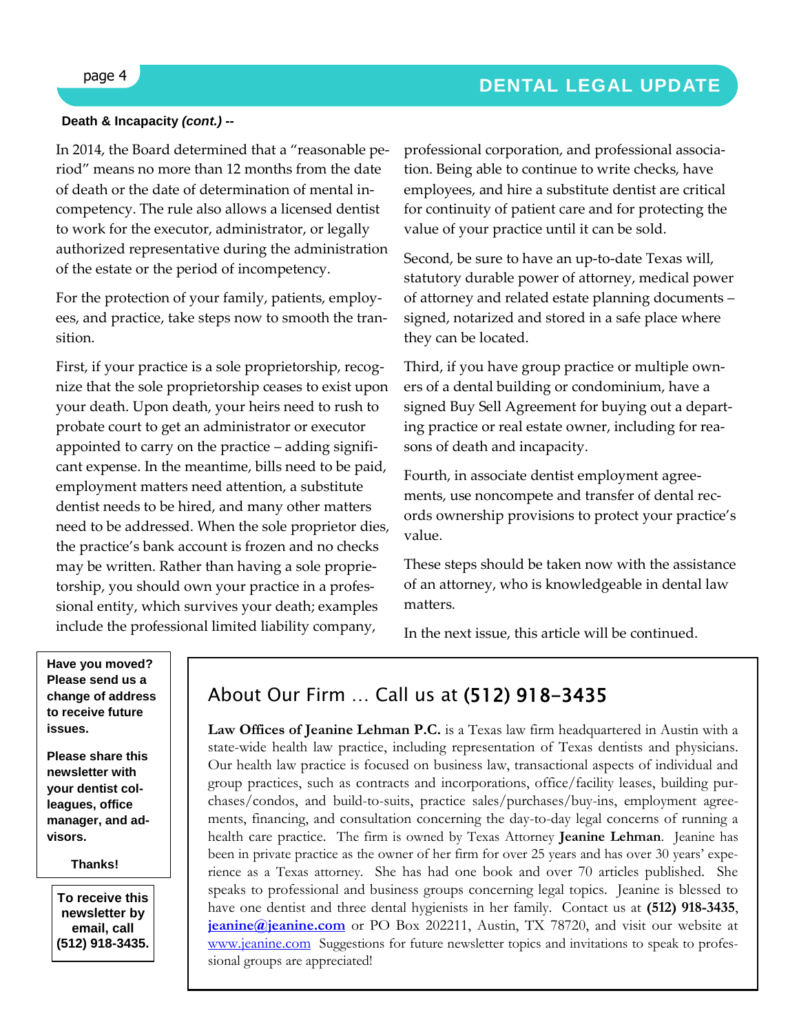**Death & Incapacity *(cont.)* --**

In 2014, the Board determined that a "reasonable period" means no more than 12 months from the date of death or the date of determination of mental incompetency. The rule also allows a licensed dentist to work for the executor, administrator, or legally authorized representative during the administration of the estate or the period of incompetency.

For the protection of your family, patients, employees, and practice, take steps now to smooth the transition.

First, if your practice is a sole proprietorship, recognize that the sole proprietorship ceases to exist upon your death. Upon death, your heirs need to rush to probate court to get an administrator or executor appointed to carry on the practice – adding significant expense. In the meantime, bills need to be paid, employment matters need attention, a substitute dentist needs to be hired, and many other matters need to be addressed. When the sole proprietor dies, the practice's bank account is frozen and no checks may be written. Rather than having a sole proprietorship, you should own your practice in a professional entity, which survives your death; examples include the professional limited liability company, professional corporation, and professional association. Being able to continue to write checks, have employees, and hire a substitute dentist are critical for continuity of patient care and for protecting the value of your practice until it can be sold.

Second, be sure to have an up-to-date Texas will, statutory durable power of attorney, medical power of attorney and related estate planning documents – signed, notarized and stored in a safe place where they can be located.

Third, if you have group practice or multiple owners of a dental building or condominium, have a signed Buy Sell Agreement for buying out a departing practice or real estate owner, including for reasons of death and incapacity.

Fourth, in associate dentist employment agreements, use noncompete and transfer of dental records ownership provisions to protect your practice's value.

These steps should be taken now with the assistance of an attorney, who is knowledgeable in dental law matters.

In the next issue, this article will be continued.

**Have you moved? Please send us a change of address to receive future issues.**

**Please share this newsletter with your dentist colleagues, office manager, and advisors.**

**Thanks!**

**To receive this newsletter by email, call (512) 918-3435.**

## About Our Firm … Call us at (512) 918-3435

**Law Offices of Jeanine Lehman P.C.** is a Texas law firm headquartered in Austin with a state-wide health law practice, including representation of Texas dentists and physicians. Our health law practice is focused on business law, transactional aspects of individual and group practices, such as contracts and incorporations, office/facility leases, building purchases/condos, and build-to-suits, practice sales/purchases/buy-ins, employment agreements, financing, and consultation concerning the day-to-day legal concerns of running a health care practice. The firm is owned by Texas Attorney **Jeanine Lehman**. Jeanine has been in private practice as the owner of her firm for over 25 years and has over 30 years' experience as a Texas attorney. She has had one book and over 70 articles published. She speaks to professional and business groups concerning legal topics. Jeanine is blessed to have one dentist and three dental hygienists in her family. Contact us at **(512) 918-3435**, **jeanine@jeanine.com** or PO Box 202211, Austin, TX 78720, and visit our website at www.jeanine.com Suggestions for future newsletter topics and invitations to speak to professional groups are appreciated!